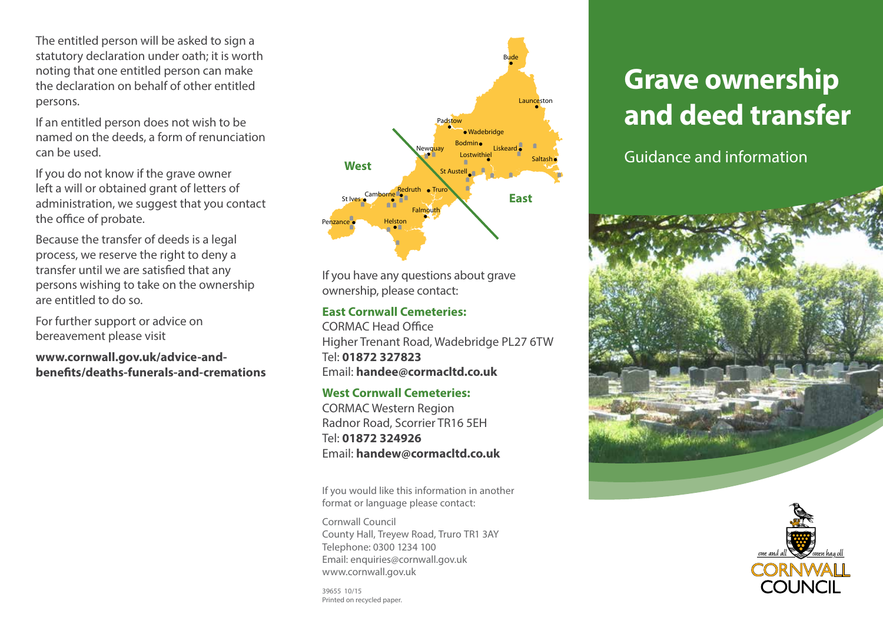The entitled person will be asked to sign a statutory declaration under oath; it is worth noting that one entitled person can make the declaration on behalf of other entitled persons.

If an entitled person does not wish to be named on the deeds, a form of renunciation can be used.

If you do not know if the grave owner left a will or obtained grant of letters of administration, we suggest that you contact the office of probate.

Because the transfer of deeds is a legal process, we reserve the right to deny a transfer until we are satisfied that any persons wishing to take on the ownership are entitled to do so.

For further support or advice on bereavement please visit

**www.cornwall.gov.uk/advice-and-benefits/deaths-funerals-and-cremations**

If you have any questions about grave ownership, please contact:

**East Cornwall Cemeteries:**
CORMAC Head Office
Higher Trenant Road, Wadebridge PL27 6TW
Tel: **01872 327823**
Email: **handee@cormacltd.co.uk**

**West Cornwall Cemeteries:**
CORMAC Western Region
Radnor Road, Scorrier TR16 5EH
Tel: **01872 324926**
Email: **handew@cormacltd.co.uk**

If you would like this information in another format or language please contact:

Cornwall Council
County Hall, Treyew Road, Truro TR1 3AY
Telephone: 0300 1234 100
Email: enquiries@cornwall.gov.uk
www.cornwall.gov.uk

39655 10/15
Printed on recycled paper.

# Grave ownership and deed transfer

## Guidance and information

one and all — onen hag oll
CORNWALL COUNCIL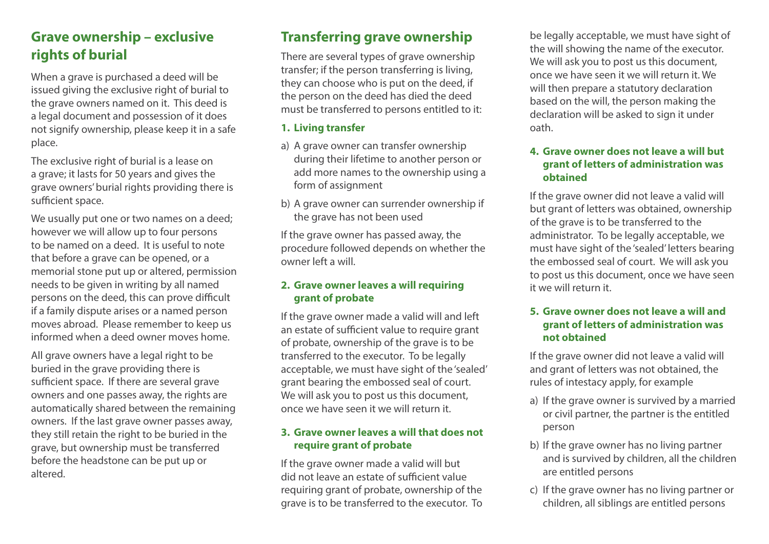## Grave ownership – exclusive rights of burial

When a grave is purchased a deed will be issued giving the exclusive right of burial to the grave owners named on it. This deed is a legal document and possession of it does not signify ownership, please keep it in a safe place.

The exclusive right of burial is a lease on a grave; it lasts for 50 years and gives the grave owners' burial rights providing there is sufficient space.

We usually put one or two names on a deed; however we will allow up to four persons to be named on a deed. It is useful to note that before a grave can be opened, or a memorial stone put up or altered, permission needs to be given in writing by all named persons on the deed, this can prove difficult if a family dispute arises or a named person moves abroad. Please remember to keep us informed when a deed owner moves home.

All grave owners have a legal right to be buried in the grave providing there is sufficient space. If there are several grave owners and one passes away, the rights are automatically shared between the remaining owners. If the last grave owner passes away, they still retain the right to be buried in the grave, but ownership must be transferred before the headstone can be put up or altered.

## Transferring grave ownership

There are several types of grave ownership transfer; if the person transferring is living, they can choose who is put on the deed, if the person on the deed has died the deed must be transferred to persons entitled to it:

### 1. Living transfer

a) A grave owner can transfer ownership during their lifetime to another person or add more names to the ownership using a form of assignment

b) A grave owner can surrender ownership if the grave has not been used

If the grave owner has passed away, the procedure followed depends on whether the owner left a will.

### 2. Grave owner leaves a will requiring grant of probate

If the grave owner made a valid will and left an estate of sufficient value to require grant of probate, ownership of the grave is to be transferred to the executor. To be legally acceptable, we must have sight of the 'sealed' grant bearing the embossed seal of court. We will ask you to post us this document, once we have seen it we will return it.

### 3. Grave owner leaves a will that does not require grant of probate

If the grave owner made a valid will but did not leave an estate of sufficient value requiring grant of probate, ownership of the grave is to be transferred to the executor. To be legally acceptable, we must have sight of the will showing the name of the executor. We will ask you to post us this document, once we have seen it we will return it. We will then prepare a statutory declaration based on the will, the person making the declaration will be asked to sign it under oath.

### 4. Grave owner does not leave a will but grant of letters of administration was obtained

If the grave owner did not leave a valid will but grant of letters was obtained, ownership of the grave is to be transferred to the administrator. To be legally acceptable, we must have sight of the 'sealed' letters bearing the embossed seal of court. We will ask you to post us this document, once we have seen it we will return it.

### 5. Grave owner does not leave a will and grant of letters of administration was not obtained

If the grave owner did not leave a valid will and grant of letters was not obtained, the rules of intestacy apply, for example

a) If the grave owner is survived by a married or civil partner, the partner is the entitled person

b) If the grave owner has no living partner and is survived by children, all the children are entitled persons

c) If the grave owner has no living partner or children, all siblings are entitled persons